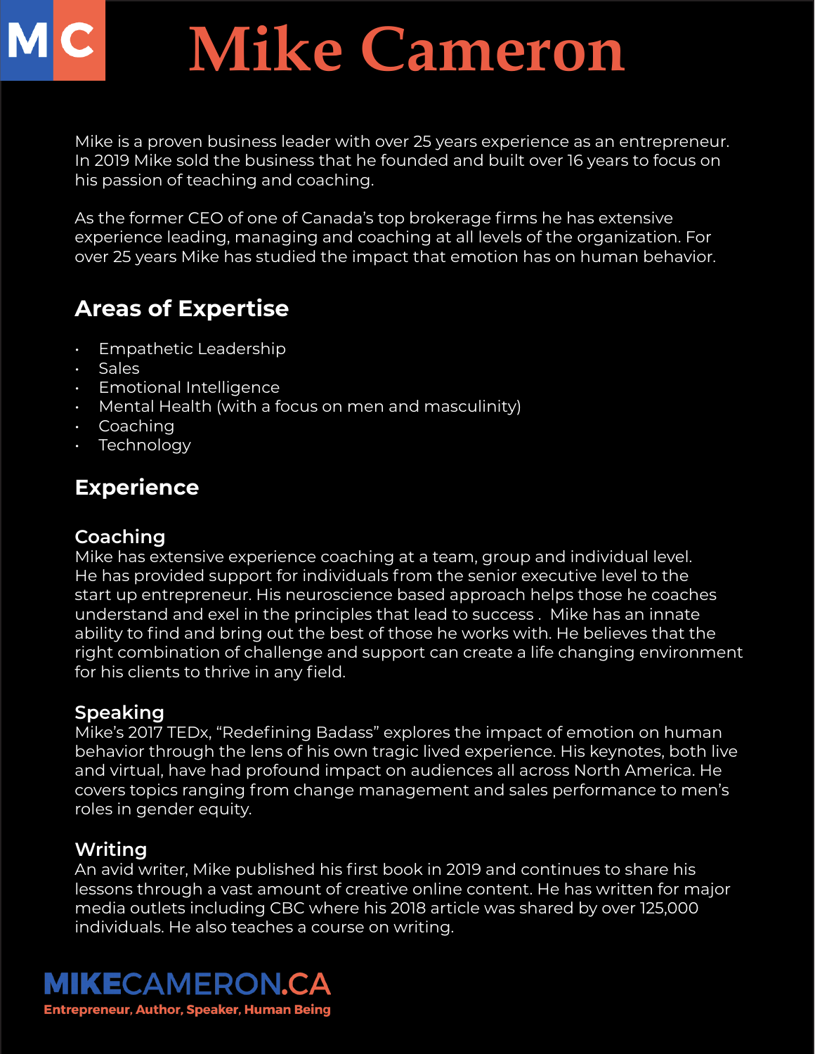# Mike Cameron

Mike is a proven business leader with over 25 years experience as an entrepreneur. In 2019 Mike sold the business that he founded and built over 16 years to focus on his passion of teaching and coaching.

As the former CEO of one of Canada's top brokerage firms he has extensive experience leading, managing and coaching at all levels of the organization. For over 25 years Mike has studied the impact that emotion has on human behavior.

## Areas of Expertise

- Empathetic Leadership
- Sales
- Emotional Intelligence
- Mental Health (with a focus on men and masculinity)
- Coaching
- Technology

## Experience

### Coaching

Mike has extensive experience coaching at a team, group and individual level. He has provided support for individuals from the senior executive level to the start up entrepreneur. His neuroscience based approach helps those he coaches understand and exel in the principles that lead to success . Mike has an innate ability to find and bring out the best of those he works with. He believes that the right combination of challenge and support can create a life changing environment for his clients to thrive in any field.

### Speaking

Mike's 2017 TEDx, "Redefining Badass" explores the impact of emotion on human behavior through the lens of his own tragic lived experience. His keynotes, both live and virtual, have had profound impact on audiences all across North America. He covers topics ranging from change management and sales performance to men's roles in gender equity.

### Writing

An avid writer, Mike published his first book in 2019 and continues to share his lessons through a vast amount of creative online content. He has written for major media outlets including CBC where his 2018 article was shared by over 125,000 individuals. He also teaches a course on writing.

**MIKECAMERON.CA**

Entrepreneur, Author, Speaker, Human Being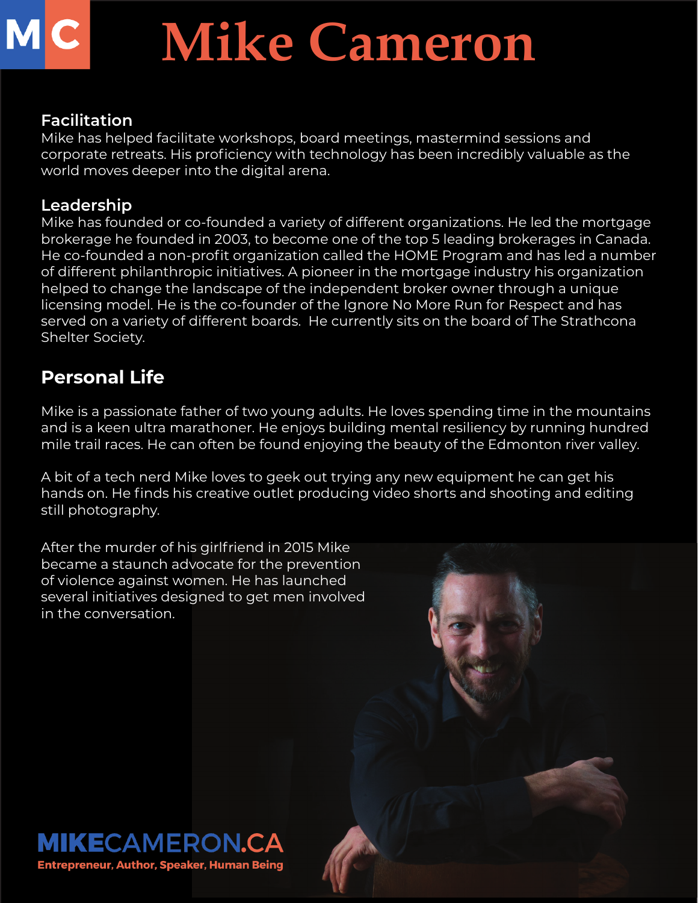# Mike Cameron

### Facilitation

Mike has helped facilitate workshops, board meetings, mastermind sessions and corporate retreats. His proficiency with technology has been incredibly valuable as the world moves deeper into the digital arena.

### Leadership

Mike has founded or co-founded a variety of different organizations. He led the mortgage brokerage he founded in 2003, to become one of the top 5 leading brokerages in Canada. He co-founded a non-profit organization called the HOME Program and has led a number of different philanthropic initiatives. A pioneer in the mortgage industry his organization helped to change the landscape of the independent broker owner through a unique licensing model. He is the co-founder of the Ignore No More Run for Respect and has served on a variety of different boards. He currently sits on the board of The Strathcona Shelter Society.

## Personal Life

Mike is a passionate father of two young adults. He loves spending time in the mountains and is a keen ultra marathoner. He enjoys building mental resiliency by running hundred mile trail races. He can often be found enjoying the beauty of the Edmonton river valley.

A bit of a tech nerd Mike loves to geek out trying any new equipment he can get his hands on. He finds his creative outlet producing video shorts and shooting and editing still photography.

After the murder of his girlfriend in 2015 Mike became a staunch advocate for the prevention of violence against women. He has launched several initiatives designed to get men involved in the conversation.

**MIKECAMERON.CA**

**Entrepreneur, Author, Speaker, Human Being**